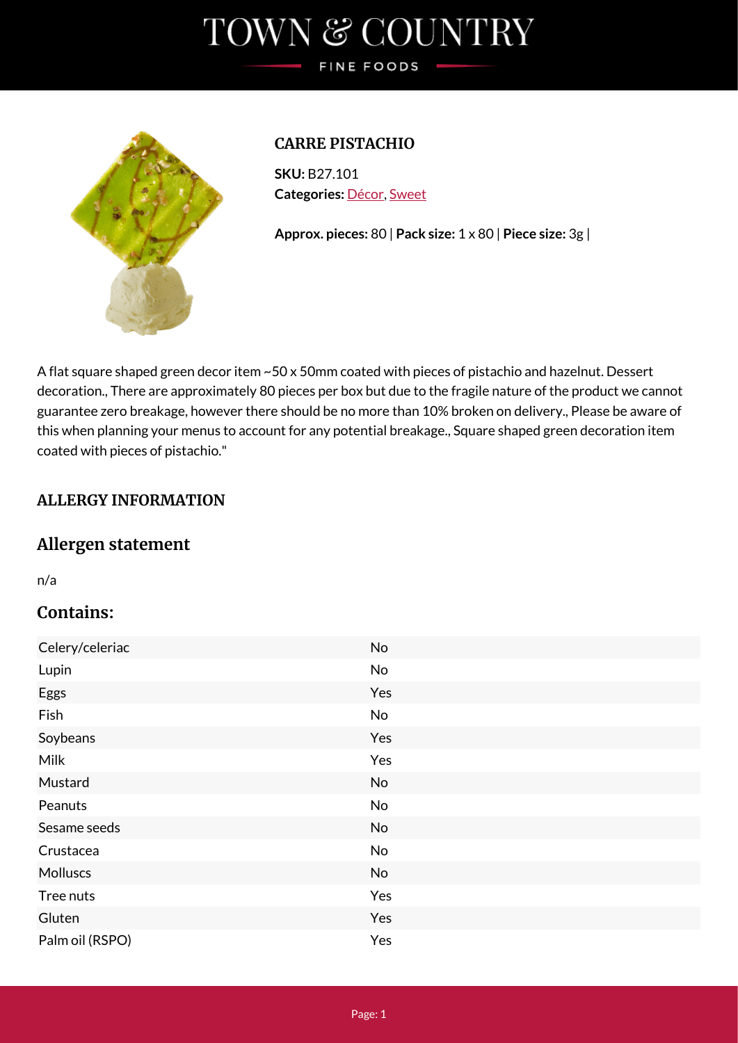# TOWN & COUNTRY

FINE FOODS

## CARRE PISTACHIO

**SKU:** B27.101
**Categories:** Décor, Sweet

**Approx. pieces:** 80 | **Pack size:** 1 x 80 | **Piece size:** 3g |

A flat square shaped green decor item ~50 x 50mm coated with pieces of pistachio and hazelnut. Dessert decoration., There are approximately 80 pieces per box but due to the fragile nature of the product we cannot guarantee zero breakage, however there should be no more than 10% broken on delivery., Please be aware of this when planning your menus to account for any potential breakage., Square shaped green decoration item coated with pieces of pistachio."

### ALLERGY INFORMATION

## Allergen statement

n/a

## Contains:

| | |
|---|---|
| Celery/celeriac | No |
| Lupin | No |
| Eggs | Yes |
| Fish | No |
| Soybeans | Yes |
| Milk | Yes |
| Mustard | No |
| Peanuts | No |
| Sesame seeds | No |
| Crustacea | No |
| Molluscs | No |
| Tree nuts | Yes |
| Gluten | Yes |
| Palm oil (RSPO) | Yes |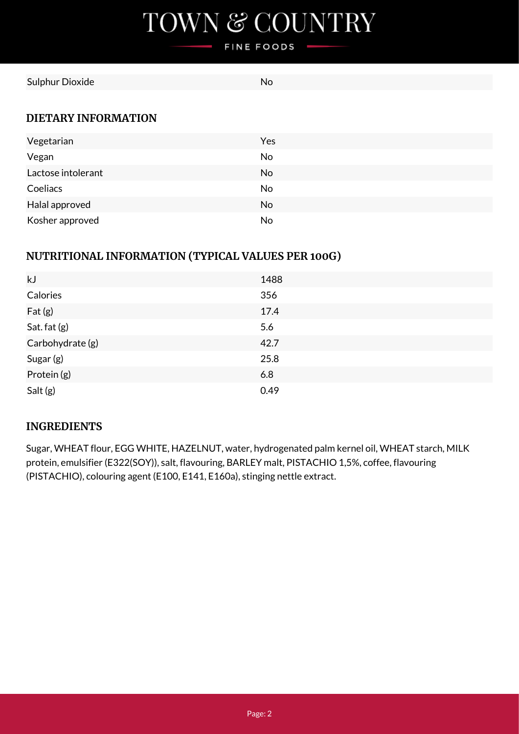| | |
|---|---|
| Sulphur Dioxide | No |

## DIETARY INFORMATION

| | |
|---|---|
| Vegetarian | Yes |
| Vegan | No |
| Lactose intolerant | No |
| Coeliacs | No |
| Halal approved | No |
| Kosher approved | No |

## NUTRITIONAL INFORMATION (TYPICAL VALUES PER 100G)

| | |
|---|---|
| kJ | 1488 |
| Calories | 356 |
| Fat (g) | 17.4 |
| Sat. fat (g) | 5.6 |
| Carbohydrate (g) | 42.7 |
| Sugar (g) | 25.8 |
| Protein (g) | 6.8 |
| Salt (g) | 0.49 |

## INGREDIENTS

Sugar, WHEAT flour, EGG WHITE, HAZELNUT, water, hydrogenated palm kernel oil, WHEAT starch, MILK protein, emulsifier (E322(SOY)), salt, flavouring, BARLEY malt, PISTACHIO 1,5%, coffee, flavouring (PISTACHIO), colouring agent (E100, E141, E160a), stinging nettle extract.